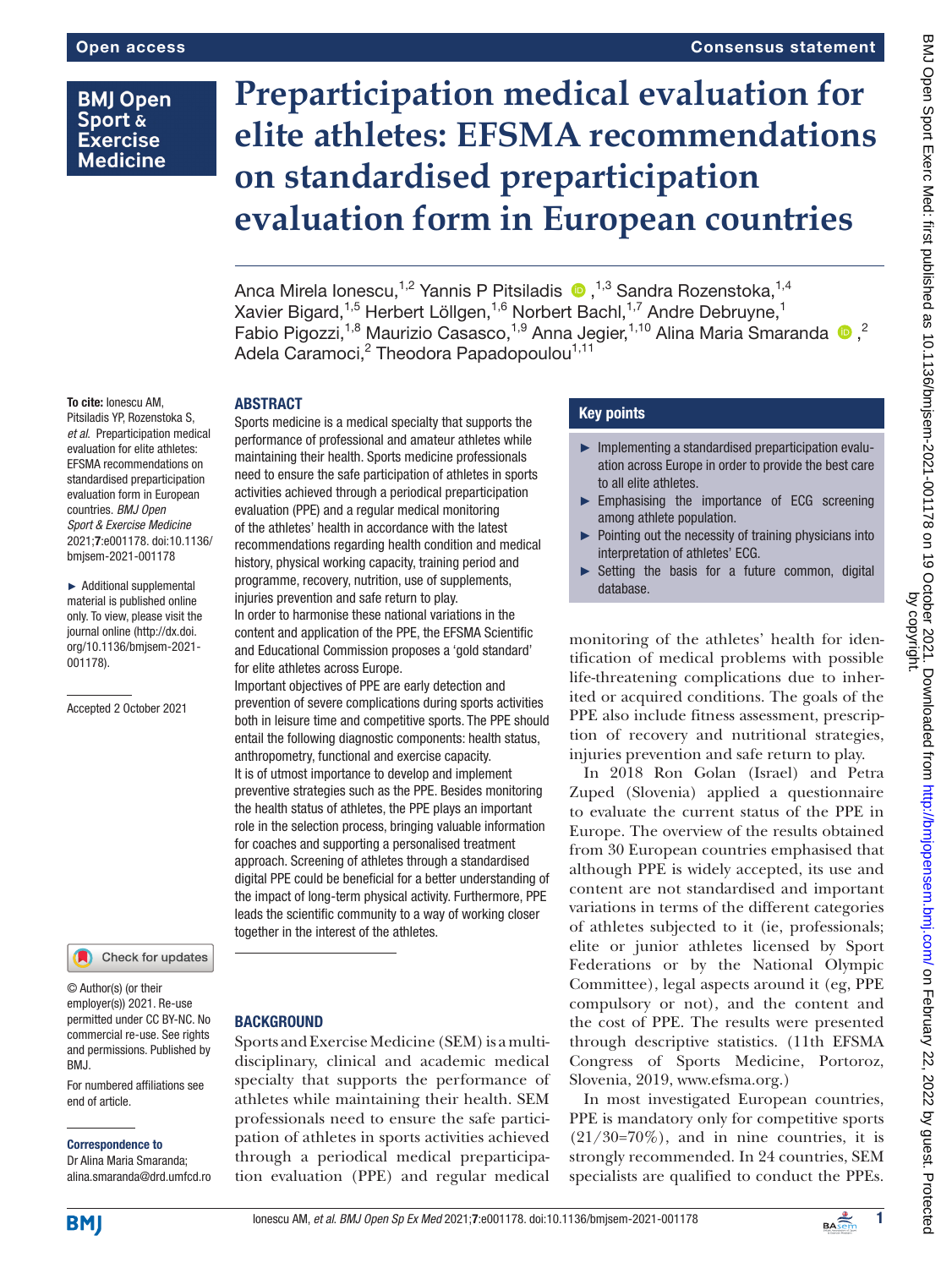# Preparticipation medical evaluation for elite athletes: EFSMA recommendations on standardised preparticipation evaluation form in European countries

Anca Mirela Ionescu,[1,2] Yannis P Pitsiladis,[1,3] Sandra Rozenstoka,[1,4] Xavier Bigard,[1,5] Herbert Löllgen,[1,6] Norbert Bachl,[1,7] Andre Debruyne,[1] Fabio Pigozzi,[1,8] Maurizio Casasco,[1,9] Anna Jegier,[1,10] Alina Maria Smaranda,[2] Adela Caramoci,[2] Theodora Papadopoulou[1,11]

To cite: Ionescu AM, Pitsiladis YP, Rozenstoka S, *et al*. Preparticipation medical evaluation for elite athletes: EFSMA recommendations on standardised preparticipation evaluation form in European countries. *BMJ Open Sport & Exercise Medicine* 2021;**7**:e001178. doi:10.1136/bmjsem-2021-001178

► Additional supplemental material is published online only. To view, please visit the journal online (http://dx.doi.org/10.1136/bmjsem-2021-001178).

Accepted 2 October 2021

© Author(s) (or their employer(s)) 2021. Re-use permitted under CC BY-NC. No commercial re-use. See rights and permissions. Published by BMJ.

For numbered affiliations see end of article.

**Correspondence to**
Dr Alina Maria Smaranda; alina.smaranda@drd.umfcd.ro

## ABSTRACT

Sports medicine is a medical specialty that supports the performance of professional and amateur athletes while maintaining their health. Sports medicine professionals need to ensure the safe participation of athletes in sports activities achieved through a periodical preparticipation evaluation (PPE) and a regular medical monitoring of the athletes' health in accordance with the latest recommendations regarding health condition and medical history, physical working capacity, training period and programme, recovery, nutrition, use of supplements, injuries prevention and safe return to play.

In order to harmonise these national variations in the content and application of the PPE, the EFSMA Scientific and Educational Commission proposes a 'gold standard' for elite athletes across Europe.

Important objectives of PPE are early detection and prevention of severe complications during sports activities both in leisure time and competitive sports. The PPE should entail the following diagnostic components: health status, anthropometry, functional and exercise capacity.

It is of utmost importance to develop and implement preventive strategies such as the PPE. Besides monitoring the health status of athletes, the PPE plays an important role in the selection process, bringing valuable information for coaches and supporting a personalised treatment approach. Screening of athletes through a standardised digital PPE could be beneficial for a better understanding of the impact of long-term physical activity. Furthermore, PPE leads the scientific community to a way of working closer together in the interest of the athletes.

## Key points

- ► Implementing a standardised preparticipation evaluation across Europe in order to provide the best care to all elite athletes.
- ► Emphasising the importance of ECG screening among athlete population.
- ► Pointing out the necessity of training physicians into interpretation of athletes' ECG.
- ► Setting the basis for a future common, digital database.

## BACKGROUND

Sports and Exercise Medicine (SEM) is a multidisciplinary, clinical and academic medical specialty that supports the performance of athletes while maintaining their health. SEM professionals need to ensure the safe participation of athletes in sports activities achieved through a periodical medical preparticipation evaluation (PPE) and regular medical monitoring of the athletes' health for identification of medical problems with possible life-threatening complications due to inherited or acquired conditions. The goals of the PPE also include fitness assessment, prescription of recovery and nutritional strategies, injuries prevention and safe return to play.

In 2018 Ron Golan (Israel) and Petra Zuped (Slovenia) applied a questionnaire to evaluate the current status of the PPE in Europe. The overview of the results obtained from 30 European countries emphasised that although PPE is widely accepted, its use and content are not standardised and important variations in terms of the different categories of athletes subjected to it (ie, professionals; elite or junior athletes licensed by Sport Federations or by the National Olympic Committee), legal aspects around it (eg, PPE compulsory or not), and the content and the cost of PPE. The results were presented through descriptive statistics. (11th EFSMA Congress of Sports Medicine, Portoroz, Slovenia, 2019, www.efsma.org.)

In most investigated European countries, PPE is mandatory only for competitive sports (21/30=70%), and in nine countries, it is strongly recommended. In 24 countries, SEM specialists are qualified to conduct the PPEs.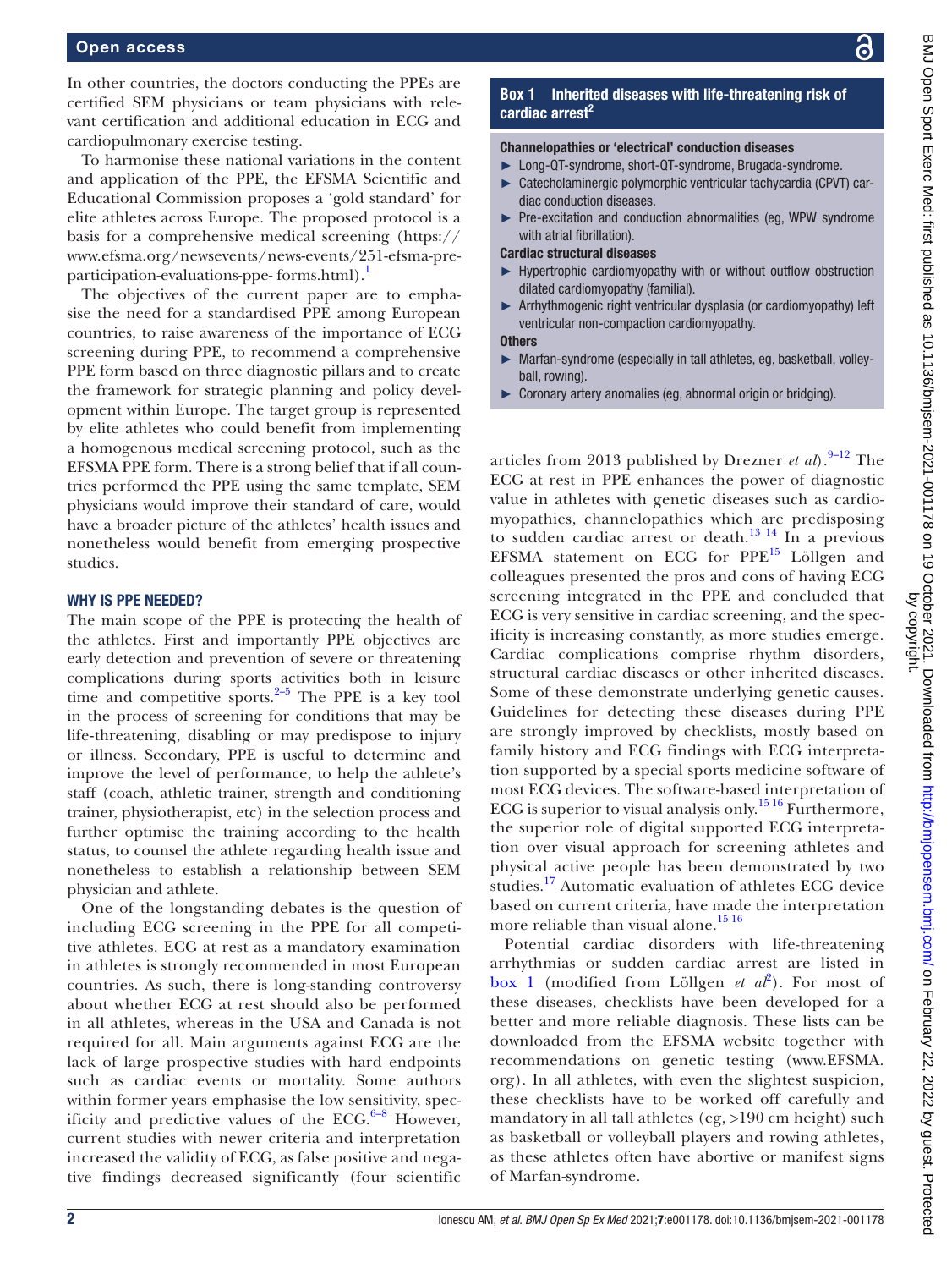In other countries, the doctors conducting the PPEs are certified SEM physicians or team physicians with relevant certification and additional education in ECG and cardiopulmonary exercise testing.

To harmonise these national variations in the content and application of the PPE, the EFSMA Scientific and Educational Commission proposes a 'gold standard' for elite athletes across Europe. The proposed protocol is a basis for a comprehensive medical screening (https://www.efsma.org/newsevents/news-events/251-efsma-pre-participation-evaluations-ppe- forms.html).[1]

The objectives of the current paper are to emphasise the need for a standardised PPE among European countries, to raise awareness of the importance of ECG screening during PPE, to recommend a comprehensive PPE form based on three diagnostic pillars and to create the framework for strategic planning and policy development within Europe. The target group is represented by elite athletes who could benefit from implementing a homogenous medical screening protocol, such as the EFSMA PPE form. There is a strong belief that if all countries performed the PPE using the same template, SEM physicians would improve their standard of care, would have a broader picture of the athletes' health issues and nonetheless would benefit from emerging prospective studies.

## WHY IS PPE NEEDED?

The main scope of the PPE is protecting the health of the athletes. First and importantly PPE objectives are early detection and prevention of severe or threatening complications during sports activities both in leisure time and competitive sports.[2–5] The PPE is a key tool in the process of screening for conditions that may be life-threatening, disabling or may predispose to injury or illness. Secondary, PPE is useful to determine and improve the level of performance, to help the athlete's staff (coach, athletic trainer, strength and conditioning trainer, physiotherapist, etc) in the selection process and further optimise the training according to the health status, to counsel the athlete regarding health issue and nonetheless to establish a relationship between SEM physician and athlete.

One of the longstanding debates is the question of including ECG screening in the PPE for all competitive athletes. ECG at rest as a mandatory examination in athletes is strongly recommended in most European countries. As such, there is long-standing controversy about whether ECG at rest should also be performed in all athletes, whereas in the USA and Canada is not required for all. Main arguments against ECG are the lack of large prospective studies with hard endpoints such as cardiac events or mortality. Some authors within former years emphasise the low sensitivity, specificity and predictive values of the ECG.[6–8] However, current studies with newer criteria and interpretation increased the validity of ECG, as false positive and negative findings decreased significantly (four scientific articles from 2013 published by Drezner *et al*).[9–12] The ECG at rest in PPE enhances the power of diagnostic value in athletes with genetic diseases such as cardiomyopathies, channelopathies which are predisposing to sudden cardiac arrest or death.[13 14] In a previous EFSMA statement on ECG for PPE[15] Löllgen and colleagues presented the pros and cons of having ECG screening integrated in the PPE and concluded that ECG is very sensitive in cardiac screening, and the specificity is increasing constantly, as more studies emerge. Cardiac complications comprise rhythm disorders, structural cardiac diseases or other inherited diseases. Some of these demonstrate underlying genetic causes. Guidelines for detecting these diseases during PPE are strongly improved by checklists, mostly based on family history and ECG findings with ECG interpretation supported by a special sports medicine software of most ECG devices. The software-based interpretation of ECG is superior to visual analysis only.[15 16] Furthermore, the superior role of digital supported ECG interpretation over visual approach for screening athletes and physical active people has been demonstrated by two studies.[17] Automatic evaluation of athletes ECG device based on current criteria, have made the interpretation more reliable than visual alone.[15 16]

Potential cardiac disorders with life-threatening arrhythmias or sudden cardiac arrest are listed in box 1 (modified from Löllgen *et al*[2]). For most of these diseases, checklists have been developed for a better and more reliable diagnosis. These lists can be downloaded from the EFSMA website together with recommendations on genetic testing (www.EFSMA.org). In all athletes, with even the slightest suspicion, these checklists have to be worked off carefully and mandatory in all tall athletes (eg, >190 cm height) such as basketball or volleyball players and rowing athletes, as these athletes often have abortive or manifest signs of Marfan-syndrome.

**Box 1 Inherited diseases with life-threatening risk of cardiac arrest[2]**

**Channelopathies or 'electrical' conduction diseases**

- Long-QT-syndrome, short-QT-syndrome, Brugada-syndrome.
- Catecholaminergic polymorphic ventricular tachycardia (CPVT) cardiac conduction diseases.
- Pre-excitation and conduction abnormalities (eg, WPW syndrome with atrial fibrillation).

**Cardiac structural diseases**

- Hypertrophic cardiomyopathy with or without outflow obstruction dilated cardiomyopathy (familial).
- Arrhythmogenic right ventricular dysplasia (or cardiomyopathy) left ventricular non-compaction cardiomyopathy.

**Others**

- Marfan-syndrome (especially in tall athletes, eg, basketball, volleyball, rowing).
- Coronary artery anomalies (eg, abnormal origin or bridging).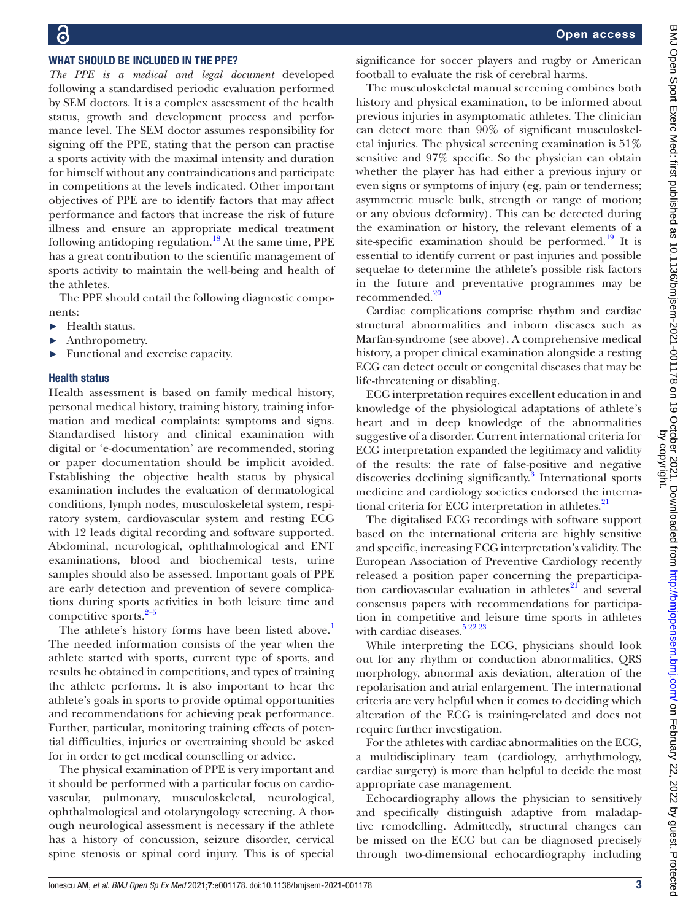## WHAT SHOULD BE INCLUDED IN THE PPE?

*The PPE is a medical and legal document* developed following a standardised periodic evaluation performed by SEM doctors. It is a complex assessment of the health status, growth and development process and performance level. The SEM doctor assumes responsibility for signing off the PPE, stating that the person can practise a sports activity with the maximal intensity and duration for himself without any contraindications and participate in competitions at the levels indicated. Other important objectives of PPE are to identify factors that may affect performance and factors that increase the risk of future illness and ensure an appropriate medical treatment following antidoping regulation.[18] At the same time, PPE has a great contribution to the scientific management of sports activity to maintain the well-being and health of the athletes.

The PPE should entail the following diagnostic components:

- Health status.
- Anthropometry.
- Functional and exercise capacity.

### Health status

Health assessment is based on family medical history, personal medical history, training history, training information and medical complaints: symptoms and signs. Standardised history and clinical examination with digital or 'e-documentation' are recommended, storing or paper documentation should be implicit avoided. Establishing the objective health status by physical examination includes the evaluation of dermatological conditions, lymph nodes, musculoskeletal system, respiratory system, cardiovascular system and resting ECG with 12 leads digital recording and software supported. Abdominal, neurological, ophthalmological and ENT examinations, blood and biochemical tests, urine samples should also be assessed. Important goals of PPE are early detection and prevention of severe complications during sports activities in both leisure time and competitive sports.[2–5]

The athlete's history forms have been listed above.[1] The needed information consists of the year when the athlete started with sports, current type of sports, and results he obtained in competitions, and types of training the athlete performs. It is also important to hear the athlete's goals in sports to provide optimal opportunities and recommendations for achieving peak performance. Further, particular, monitoring training effects of potential difficulties, injuries or overtraining should be asked for in order to get medical counselling or advice.

The physical examination of PPE is very important and it should be performed with a particular focus on cardiovascular, pulmonary, musculoskeletal, neurological, ophthalmological and otolaryngology screening. A thorough neurological assessment is necessary if the athlete has a history of concussion, seizure disorder, cervical spine stenosis or spinal cord injury. This is of special significance for soccer players and rugby or American football to evaluate the risk of cerebral harms.

The musculoskeletal manual screening combines both history and physical examination, to be informed about previous injuries in asymptomatic athletes. The clinician can detect more than 90% of significant musculoskeletal injuries. The physical screening examination is 51% sensitive and 97% specific. So the physician can obtain whether the player has had either a previous injury or even signs or symptoms of injury (eg, pain or tenderness; asymmetric muscle bulk, strength or range of motion; or any obvious deformity). This can be detected during the examination or history, the relevant elements of a site-specific examination should be performed.[19] It is essential to identify current or past injuries and possible sequelae to determine the athlete's possible risk factors in the future and preventative programmes may be recommended.[20]

Cardiac complications comprise rhythm and cardiac structural abnormalities and inborn diseases such as Marfan-syndrome (see above). A comprehensive medical history, a proper clinical examination alongside a resting ECG can detect occult or congenital diseases that may be life-threatening or disabling.

ECG interpretation requires excellent education in and knowledge of the physiological adaptations of athlete's heart and in deep knowledge of the abnormalities suggestive of a disorder. Current international criteria for ECG interpretation expanded the legitimacy and validity of the results: the rate of false-positive and negative discoveries declining significantly.[3] International sports medicine and cardiology societies endorsed the international criteria for ECG interpretation in athletes.[21]

The digitalised ECG recordings with software support based on the international criteria are highly sensitive and specific, increasing ECG interpretation's validity. The European Association of Preventive Cardiology recently released a position paper concerning the preparticipation cardiovascular evaluation in athletes[21] and several consensus papers with recommendations for participation in competitive and leisure time sports in athletes with cardiac diseases.[5 22 23]

While interpreting the ECG, physicians should look out for any rhythm or conduction abnormalities, QRS morphology, abnormal axis deviation, alteration of the repolarisation and atrial enlargement. The international criteria are very helpful when it comes to deciding which alteration of the ECG is training-related and does not require further investigation.

For the athletes with cardiac abnormalities on the ECG, a multidisciplinary team (cardiology, arrhythmology, cardiac surgery) is more than helpful to decide the most appropriate case management.

Echocardiography allows the physician to sensitively and specifically distinguish adaptive from maladaptive remodelling. Admittedly, structural changes can be missed on the ECG but can be diagnosed precisely through two-dimensional echocardiography including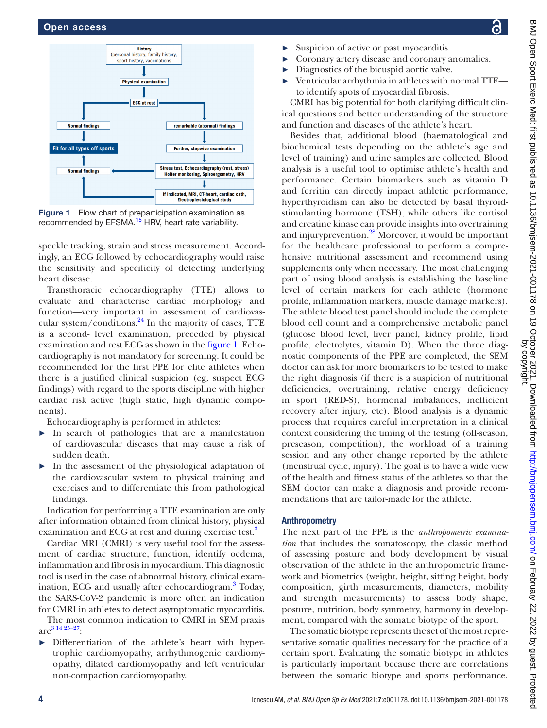Figure 1 Flow chart of preparticipation examination as recommended by EFSMA.[15] HRV, heart rate variability.

speckle tracking, strain and stress measurement. Accordingly, an ECG followed by echocardiography would raise the sensitivity and specificity of detecting underlying heart disease.

Transthoracic echocardiography (TTE) allows to evaluate and characterise cardiac morphology and function—very important in assessment of cardiovascular system/conditions.[24] In the majority of cases, TTE is a second- level examination, preceded by physical examination and rest ECG as shown in the figure 1. Echocardiography is not mandatory for screening. It could be recommended for the first PPE for elite athletes when there is a justified clinical suspicion (eg, suspect ECG findings) with regard to the sports discipline with higher cardiac risk active (high static, high dynamic components).

Echocardiography is performed in athletes:

- In search of pathologies that are a manifestation of cardiovascular diseases that may cause a risk of sudden death.
- In the assessment of the physiological adaptation of the cardiovascular system to physical training and exercises and to differentiate this from pathological findings.

Indication for performing a TTE examination are only after information obtained from clinical history, physical examination and ECG at rest and during exercise test.[3]

Cardiac MRI (CMRI) is very useful tool for the assessment of cardiac structure, function, identify oedema, inflammation and fibrosis in myocardium. This diagnostic tool is used in the case of abnormal history, clinical examination, ECG and usually after echocardiogram.[3] Today, the SARS-CoV-2 pandemic is more often an indication for CMRI in athletes to detect asymptomatic myocarditis.

The most common indication to CMRI in SEM praxis are[3 14 25–27]:

- Differentiation of the athlete's heart with hypertrophic cardiomyopathy, arrhythmogenic cardiomyopathy, dilated cardiomyopathy and left ventricular non-compaction cardiomyopathy.
- Suspicion of active or past myocarditis.
- Coronary artery disease and coronary anomalies.
- Diagnostics of the bicuspid aortic valve.
- Ventricular arrhythmia in athletes with normal TTE—to identify spots of myocardial fibrosis.

CMRI has big potential for both clarifying difficult clinical questions and better understanding of the structure and function and diseases of the athlete's heart.

Besides that, additional blood (haematological and biochemical tests depending on the athlete's age and level of training) and urine samples are collected. Blood analysis is a useful tool to optimise athlete's health and performance. Certain biomarkers such as vitamin D and ferritin can directly impact athletic performance, hyperthyroidism can also be detected by basal thyroid-stimulanting hormone (TSH), while others like cortisol and creatine kinase can provide insights into overtraining and injuryprevention.[28] Moreover, it would be important for the healthcare professional to perform a comprehensive nutritional assessment and recommend using supplements only when necessary. The most challenging part of using blood analysis is establishing the baseline level of certain markers for each athlete (hormone profile, inflammation markers, muscle damage markers). The athlete blood test panel should include the complete blood cell count and a comprehensive metabolic panel (glucose blood level, liver panel, kidney profile, lipid profile, electrolytes, vitamin D). When the three diagnostic components of the PPE are completed, the SEM doctor can ask for more biomarkers to be tested to make the right diagnosis (if there is a suspicion of nutritional deficiencies, overtraining, relative energy deficiency in sport (RED-S), hormonal imbalances, inefficient recovery after injury, etc). Blood analysis is a dynamic process that requires careful interpretation in a clinical context considering the timing of the testing (off-season, preseason, competition), the workload of a training session and any other change reported by the athlete (menstrual cycle, injury). The goal is to have a wide view of the health and fitness status of the athletes so that the SEM doctor can make a diagnosis and provide recommendations that are tailor-made for the athlete.

## Anthropometry

The next part of the PPE is the *anthropometric examination* that includes the somatoscopy, the classic method of assessing posture and body development by visual observation of the athlete in the anthropometric framework and biometrics (weight, height, sitting height, body composition, girth measurements, diameters, mobility and strength measurements) to assess body shape, posture, nutrition, body symmetry, harmony in development, compared with the somatic biotype of the sport.

The somatic biotype represents the set of the most representative somatic qualities necessary for the practice of a certain sport. Evaluating the somatic biotype in athletes is particularly important because there are correlations between the somatic biotype and sports performance.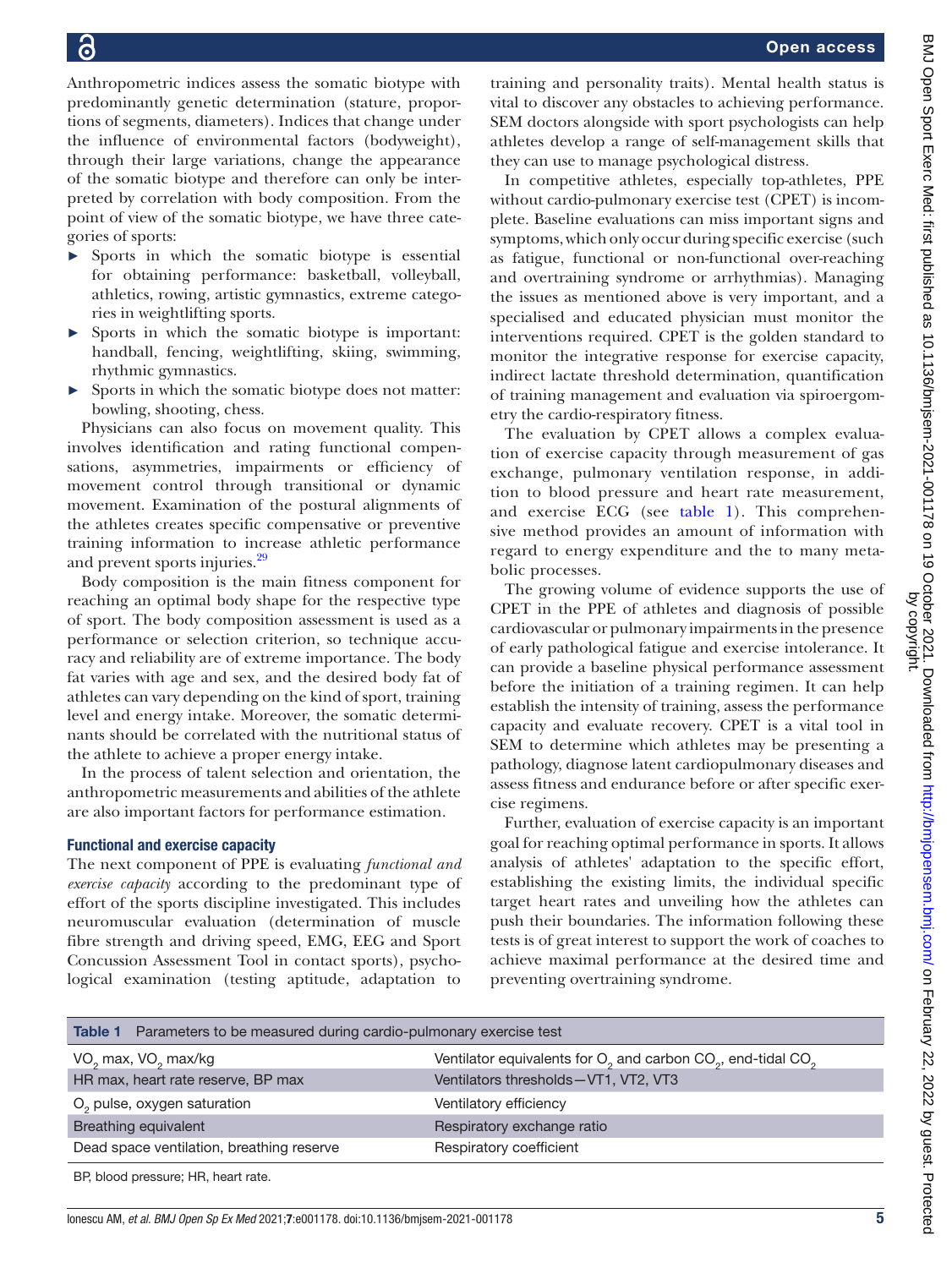Anthropometric indices assess the somatic biotype with predominantly genetic determination (stature, proportions of segments, diameters). Indices that change under the influence of environmental factors (bodyweight), through their large variations, change the appearance of the somatic biotype and therefore can only be interpreted by correlation with body composition. From the point of view of the somatic biotype, we have three categories of sports:

- Sports in which the somatic biotype is essential for obtaining performance: basketball, volleyball, athletics, rowing, artistic gymnastics, extreme categories in weightlifting sports.
- Sports in which the somatic biotype is important: handball, fencing, weightlifting, skiing, swimming, rhythmic gymnastics.
- Sports in which the somatic biotype does not matter: bowling, shooting, chess.

Physicians can also focus on movement quality. This involves identification and rating functional compensations, asymmetries, impairments or efficiency of movement control through transitional or dynamic movement. Examination of the postural alignments of the athletes creates specific compensative or preventive training information to increase athletic performance and prevent sports injuries.[29]

Body composition is the main fitness component for reaching an optimal body shape for the respective type of sport. The body composition assessment is used as a performance or selection criterion, so technique accuracy and reliability are of extreme importance. The body fat varies with age and sex, and the desired body fat of athletes can vary depending on the kind of sport, training level and energy intake. Moreover, the somatic determinants should be correlated with the nutritional status of the athlete to achieve a proper energy intake.

In the process of talent selection and orientation, the anthropometric measurements and abilities of the athlete are also important factors for performance estimation.

### Functional and exercise capacity

The next component of PPE is evaluating *functional and exercise capacity* according to the predominant type of effort of the sports discipline investigated. This includes neuromuscular evaluation (determination of muscle fibre strength and driving speed, EMG, EEG and Sport Concussion Assessment Tool in contact sports), psychological examination (testing aptitude, adaptation to training and personality traits). Mental health status is vital to discover any obstacles to achieving performance. SEM doctors alongside with sport psychologists can help athletes develop a range of self-management skills that they can use to manage psychological distress.

In competitive athletes, especially top-athletes, PPE without cardio-pulmonary exercise test (CPET) is incomplete. Baseline evaluations can miss important signs and symptoms, which only occur during specific exercise (such as fatigue, functional or non-functional over-reaching and overtraining syndrome or arrhythmias). Managing the issues as mentioned above is very important, and a specialised and educated physician must monitor the interventions required. CPET is the golden standard to monitor the integrative response for exercise capacity, indirect lactate threshold determination, quantification of training management and evaluation via spiroergometry the cardio-respiratory fitness.

The evaluation by CPET allows a complex evaluation of exercise capacity through measurement of gas exchange, pulmonary ventilation response, in addition to blood pressure and heart rate measurement, and exercise ECG (see table 1). This comprehensive method provides an amount of information with regard to energy expenditure and the to many metabolic processes.

The growing volume of evidence supports the use of CPET in the PPE of athletes and diagnosis of possible cardiovascular or pulmonary impairments in the presence of early pathological fatigue and exercise intolerance. It can provide a baseline physical performance assessment before the initiation of a training regimen. It can help establish the intensity of training, assess the performance capacity and evaluate recovery. CPET is a vital tool in SEM to determine which athletes may be presenting a pathology, diagnose latent cardiopulmonary diseases and assess fitness and endurance before or after specific exercise regimens.

Further, evaluation of exercise capacity is an important goal for reaching optimal performance in sports. It allows analysis of athletes' adaptation to the specific effort, establishing the existing limits, the individual specific target heart rates and unveiling how the athletes can push their boundaries. The information following these tests is of great interest to support the work of coaches to achieve maximal performance at the desired time and preventing overtraining syndrome.

**Table 1** Parameters to be measured during cardio-pulmonary exercise test

| | |
|---|---|
| $VO_2$ max, $VO_2$ max/kg | Ventilator equivalents for $O_2$ and carbon $CO_2$, end-tidal $CO_2$ |
| HR max, heart rate reserve, BP max | Ventilators thresholds—VT1, VT2, VT3 |
| $O_2$ pulse, oxygen saturation | Ventilatory efficiency |
| Breathing equivalent | Respiratory exchange ratio |
| Dead space ventilation, breathing reserve | Respiratory coefficient |

BP, blood pressure; HR, heart rate.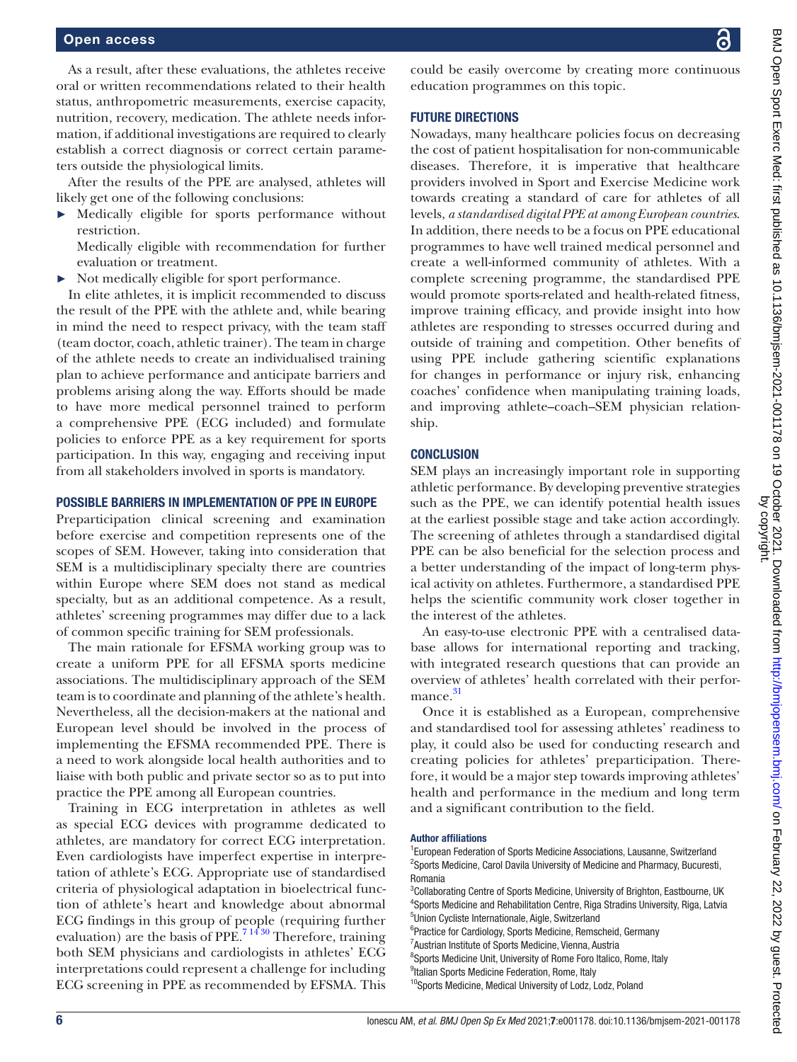As a result, after these evaluations, the athletes receive oral or written recommendations related to their health status, anthropometric measurements, exercise capacity, nutrition, recovery, medication. The athlete needs information, if additional investigations are required to clearly establish a correct diagnosis or correct certain parameters outside the physiological limits.

After the results of the PPE are analysed, athletes will likely get one of the following conclusions:

- Medically eligible for sports performance without restriction.
  Medically eligible with recommendation for further evaluation or treatment.
- Not medically eligible for sport performance.

In elite athletes, it is implicit recommended to discuss the result of the PPE with the athlete and, while bearing in mind the need to respect privacy, with the team staff (team doctor, coach, athletic trainer). The team in charge of the athlete needs to create an individualised training plan to achieve performance and anticipate barriers and problems arising along the way. Efforts should be made to have more medical personnel trained to perform a comprehensive PPE (ECG included) and formulate policies to enforce PPE as a key requirement for sports participation. In this way, engaging and receiving input from all stakeholders involved in sports is mandatory.

## POSSIBLE BARRIERS IN IMPLEMENTATION OF PPE IN EUROPE

Preparticipation clinical screening and examination before exercise and competition represents one of the scopes of SEM. However, taking into consideration that SEM is a multidisciplinary specialty there are countries within Europe where SEM does not stand as medical specialty, but as an additional competence. As a result, athletes' screening programmes may differ due to a lack of common specific training for SEM professionals.

The main rationale for EFSMA working group was to create a uniform PPE for all EFSMA sports medicine associations. The multidisciplinary approach of the SEM team is to coordinate and planning of the athlete's health. Nevertheless, all the decision-makers at the national and European level should be involved in the process of implementing the EFSMA recommended PPE. There is a need to work alongside local health authorities and to liaise with both public and private sector so as to put into practice the PPE among all European countries.

Training in ECG interpretation in athletes as well as special ECG devices with programme dedicated to athletes, are mandatory for correct ECG interpretation. Even cardiologists have imperfect expertise in interpretation of athlete's ECG. Appropriate use of standardised criteria of physiological adaptation in bioelectrical function of athlete's heart and knowledge about abnormal ECG findings in this group of people (requiring further evaluation) are the basis of PPE.[7 14 30] Therefore, training both SEM physicians and cardiologists in athletes' ECG interpretations could represent a challenge for including ECG screening in PPE as recommended by EFSMA. This could be easily overcome by creating more continuous education programmes on this topic.

## FUTURE DIRECTIONS

Nowadays, many healthcare policies focus on decreasing the cost of patient hospitalisation for non-communicable diseases. Therefore, it is imperative that healthcare providers involved in Sport and Exercise Medicine work towards creating a standard of care for athletes of all levels, *a standardised digital PPE at among European countries*. In addition, there needs to be a focus on PPE educational programmes to have well trained medical personnel and create a well-informed community of athletes. With a complete screening programme, the standardised PPE would promote sports-related and health-related fitness, improve training efficacy, and provide insight into how athletes are responding to stresses occurred during and outside of training and competition. Other benefits of using PPE include gathering scientific explanations for changes in performance or injury risk, enhancing coaches' confidence when manipulating training loads, and improving athlete–coach–SEM physician relationship.

## CONCLUSION

SEM plays an increasingly important role in supporting athletic performance. By developing preventive strategies such as the PPE, we can identify potential health issues at the earliest possible stage and take action accordingly. The screening of athletes through a standardised digital PPE can be also beneficial for the selection process and a better understanding of the impact of long-term physical activity on athletes. Furthermore, a standardised PPE helps the scientific community work closer together in the interest of the athletes.

An easy-to-use electronic PPE with a centralised database allows for international reporting and tracking, with integrated research questions that can provide an overview of athletes' health correlated with their performance.[31]

Once it is established as a European, comprehensive and standardised tool for assessing athletes' readiness to play, it could also be used for conducting research and creating policies for athletes' preparticipation. Therefore, it would be a major step towards improving athletes' health and performance in the medium and long term and a significant contribution to the field.

#### Author affiliations

[1]European Federation of Sports Medicine Associations, Lausanne, Switzerland
[2]Sports Medicine, Carol Davila University of Medicine and Pharmacy, Bucuresti, Romania
[3]Collaborating Centre of Sports Medicine, University of Brighton, Eastbourne, UK
[4]Sports Medicine and Rehabilitation Centre, Riga Stradins University, Riga, Latvia
[5]Union Cycliste Internationale, Aigle, Switzerland
[6]Practice for Cardiology, Sports Medicine, Remscheid, Germany
[7]Austrian Institute of Sports Medicine, Vienna, Austria
[8]Sports Medicine Unit, University of Rome Foro Italico, Rome, Italy
[9]Italian Sports Medicine Federation, Rome, Italy
[10]Sports Medicine, Medical University of Lodz, Lodz, Poland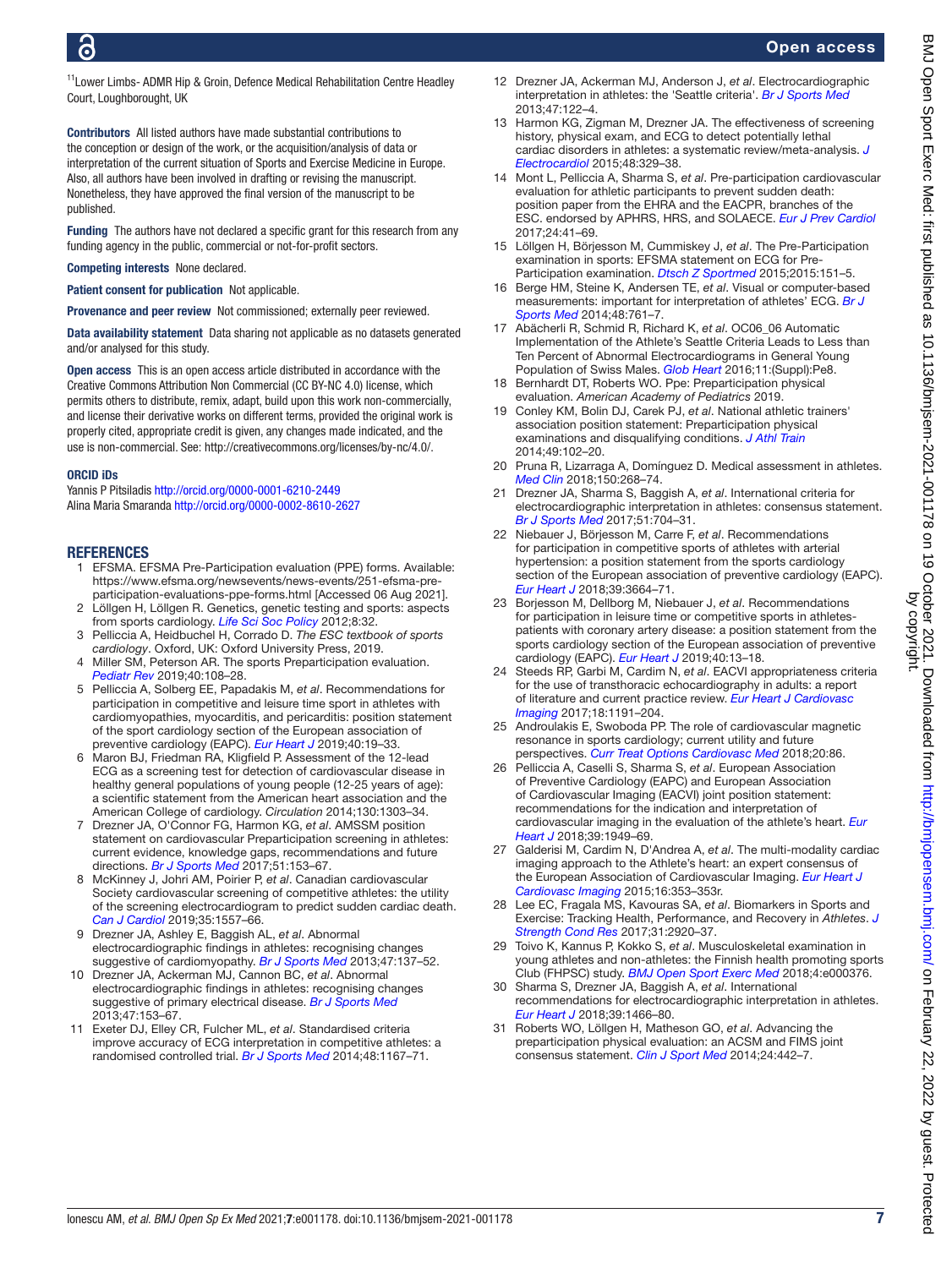[11]Lower Limbs- ADMR Hip & Groin, Defence Medical Rehabilitation Centre Headley Court, Loughborought, UK

**Contributors** All listed authors have made substantial contributions to the conception or design of the work, or the acquisition/analysis of data or interpretation of the current situation of Sports and Exercise Medicine in Europe. Also, all authors have been involved in drafting or revising the manuscript. Nonetheless, they have approved the final version of the manuscript to be published.

**Funding** The authors have not declared a specific grant for this research from any funding agency in the public, commercial or not-for-profit sectors.

**Competing interests** None declared.

**Patient consent for publication** Not applicable.

**Provenance and peer review** Not commissioned; externally peer reviewed.

**Data availability statement** Data sharing not applicable as no datasets generated and/or analysed for this study.

**Open access** This is an open access article distributed in accordance with the Creative Commons Attribution Non Commercial (CC BY-NC 4.0) license, which permits others to distribute, remix, adapt, build upon this work non-commercially, and license their derivative works on different terms, provided the original work is properly cited, appropriate credit is given, any changes made indicated, and the use is non-commercial. See: http://creativecommons.org/licenses/by-nc/4.0/.

**ORCID iDs**

Yannis P Pitsiladis http://orcid.org/0000-0001-6210-2449
Alina Maria Smaranda http://orcid.org/0000-0002-8610-2627

## REFERENCES

1. EFSMA. EFSMA Pre-Participation evaluation (PPE) forms. Available: https://www.efsma.org/newsevents/news-events/251-efsma-pre-participation-evaluations-ppe-forms.html [Accessed 06 Aug 2021].
2. Löllgen H, Löllgen R. Genetics, genetic testing and sports: aspects from sports cardiology. *Life Sci Soc Policy* 2012;8:32.
3. Pelliccia A, Heidbuchel H, Corrado D. *The ESC textbook of sports cardiology*. Oxford, UK: Oxford University Press, 2019.
4. Miller SM, Peterson AR. The sports Preparticipation evaluation. *Pediatr Rev* 2019;40:108–28.
5. Pelliccia A, Solberg EE, Papadakis M, *et al*. Recommendations for participation in competitive and leisure time sport in athletes with cardiomyopathies, myocarditis, and pericarditis: position statement of the sport cardiology section of the European association of preventive cardiology (EAPC). *Eur Heart J* 2019;40:19–33.
6. Maron BJ, Friedman RA, Kligfield P. Assessment of the 12-lead ECG as a screening test for detection of cardiovascular disease in healthy general populations of young people (12-25 years of age): a scientific statement from the American heart association and the American College of cardiology. *Circulation* 2014;130:1303–34.
7. Drezner JA, O'Connor FG, Harmon KG, *et al*. AMSSM position statement on cardiovascular Preparticipation screening in athletes: current evidence, knowledge gaps, recommendations and future directions. *Br J Sports Med* 2017;51:153–67.
8. McKinney J, Johri AM, Poirier P, *et al*. Canadian cardiovascular Society cardiovascular screening of competitive athletes: the utility of the screening electrocardiogram to predict sudden cardiac death. *Can J Cardiol* 2019;35:1557–66.
9. Drezner JA, Ashley E, Baggish AL, *et al*. Abnormal electrocardiographic findings in athletes: recognising changes suggestive of cardiomyopathy. *Br J Sports Med* 2013;47:137–52.
10. Drezner JA, Ackerman MJ, Cannon BC, *et al*. Abnormal electrocardiographic findings in athletes: recognising changes suggestive of primary electrical disease. *Br J Sports Med* 2013;47:153–67.
11. Exeter DJ, Elley CR, Fulcher ML, *et al*. Standardised criteria improve accuracy of ECG interpretation in competitive athletes: a randomised controlled trial. *Br J Sports Med* 2014;48:1167–71.
12. Drezner JA, Ackerman MJ, Anderson J, *et al*. Electrocardiographic interpretation in athletes: the 'Seattle criteria'. *Br J Sports Med* 2013;47:122–4.
13. Harmon KG, Zigman M, Drezner JA. The effectiveness of screening history, physical exam, and ECG to detect potentially lethal cardiac disorders in athletes: a systematic review/meta-analysis. *J Electrocardiol* 2015;48:329–38.
14. Mont L, Pelliccia A, Sharma S, *et al*. Pre-participation cardiovascular evaluation for athletic participants to prevent sudden death: position paper from the EHRA and the EACPR, branches of the ESC. endorsed by APHRS, HRS, and SOLAECE. *Eur J Prev Cardiol* 2017;24:41–69.
15. Löllgen H, Börjesson M, Cummiskey J, *et al*. The Pre-Participation examination in sports: EFSMA statement on ECG for Pre-Participation examination. *Dtsch Z Sportmed* 2015;2015:151–5.
16. Berge HM, Steine K, Andersen TE, *et al*. Visual or computer-based measurements: important for interpretation of athletes' ECG. *Br J Sports Med* 2014;48:761–7.
17. Abächerli R, Schmid R, Richard K, *et al*. OC06_06 Automatic Implementation of the Athlete's Seattle Criteria Leads to Less than Ten Percent of Abnormal Electrocardiograms in General Young Population of Swiss Males. *Glob Heart* 2016;11:(Suppl):Pe8.
18. Bernhardt DT, Roberts WO. Ppe: Preparticipation physical evaluation. *American Academy of Pediatrics* 2019.
19. Conley KM, Bolin DJ, Carek PJ, *et al*. National athletic trainers' association position statement: Preparticipation physical examinations and disqualifying conditions. *J Athl Train* 2014;49:102–20.
20. Pruna R, Lizarraga A, Domínguez D. Medical assessment in athletes. *Med Clin* 2018;150:268–74.
21. Drezner JA, Sharma S, Baggish A, *et al*. International criteria for electrocardiographic interpretation in athletes: consensus statement. *Br J Sports Med* 2017;51:704–31.
22. Niebauer J, Börjesson M, Carre F, *et al*. Recommendations for participation in competitive sports of athletes with arterial hypertension: a position statement from the sports cardiology section of the European association of preventive cardiology (EAPC). *Eur Heart J* 2018;39:3664–71.
23. Borjesson M, Dellborg M, Niebauer J, *et al*. Recommendations for participation in leisure time or competitive sports in athletes-patients with coronary artery disease: a position statement from the sports cardiology section of the European association of preventive cardiology (EAPC). *Eur Heart J* 2019;40:13–18.
24. Steeds RP, Garbi M, Cardim N, *et al*. EACVI appropriateness criteria for the use of transthoracic echocardiography in adults: a report of literature and current practice review. *Eur Heart J Cardiovasc Imaging* 2017;18:1191–204.
25. Androulakis E, Swoboda PP. The role of cardiovascular magnetic resonance in sports cardiology; current utility and future perspectives. *Curr Treat Options Cardiovasc Med* 2018;20:86.
26. Pelliccia A, Caselli S, Sharma S, *et al*. European Association of Preventive Cardiology (EAPC) and European Association of Cardiovascular Imaging (EACVI) joint position statement: recommendations for the indication and interpretation of cardiovascular imaging in the evaluation of the athlete's heart. *Eur Heart J* 2018;39:1949–69.
27. Galderisi M, Cardim N, D'Andrea A, *et al*. The multi-modality cardiac imaging approach to the Athlete's heart: an expert consensus of the European Association of Cardiovascular Imaging. *Eur Heart J Cardiovasc Imaging* 2015;16:353–353r.
28. Lee EC, Fragala MS, Kavouras SA, *et al*. Biomarkers in Sports and Exercise: Tracking Health, Performance, and Recovery in Athletes. *J Strength Cond Res* 2017;31:2920–37.
29. Toivo K, Kannus P, Kokko S, *et al*. Musculoskeletal examination in young athletes and non-athletes: the Finnish health promoting sports Club (FHPSC) study. *BMJ Open Sport Exerc Med* 2018;4:e000376.
30. Sharma S, Drezner JA, Baggish A, *et al*. International recommendations for electrocardiographic interpretation in athletes. *Eur Heart J* 2018;39:1466–80.
31. Roberts WO, Löllgen H, Matheson GO, *et al*. Advancing the preparticipation physical evaluation: an ACSM and FIMS joint consensus statement. *Clin J Sport Med* 2014;24:442–7.